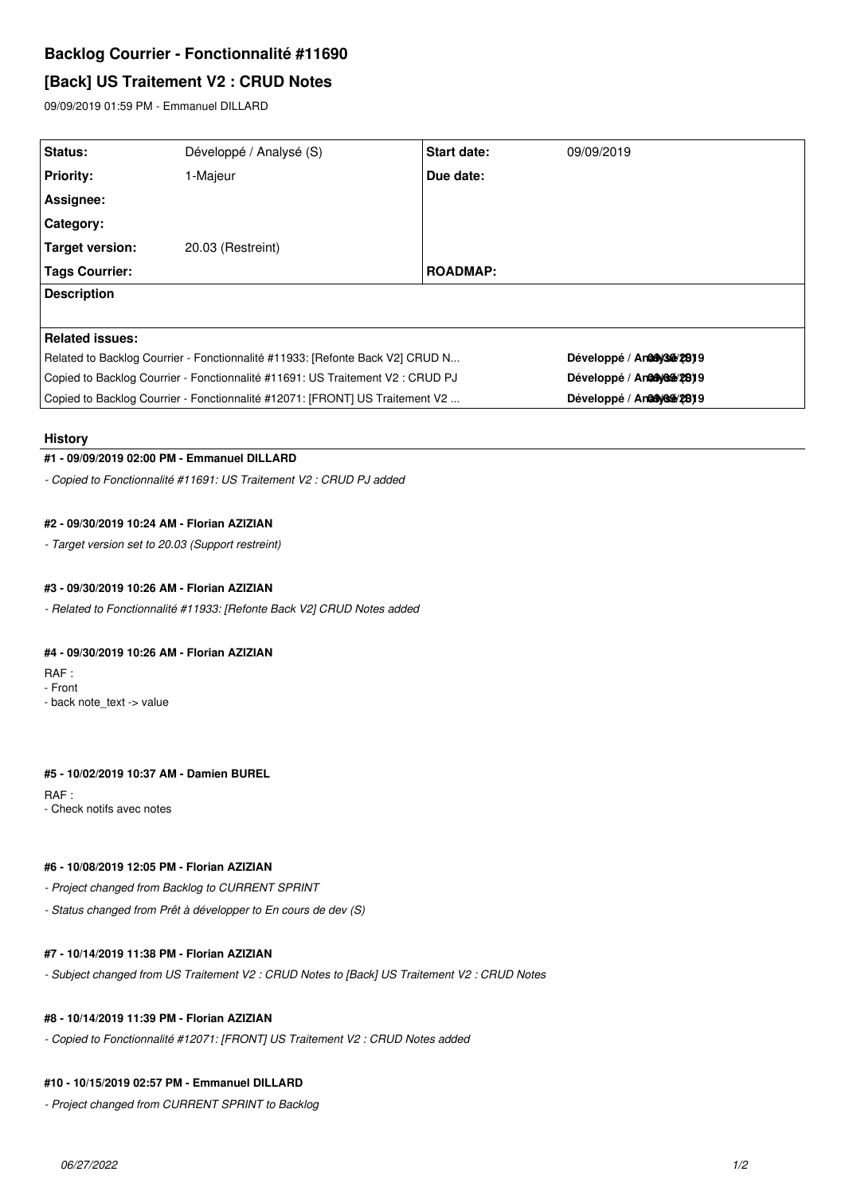# Backlog Courrier - Fonctionnalité #11690

## [Back] US Traitement V2 : CRUD Notes

09/09/2019 01:59 PM - Emmanuel DILLARD

| | | | |
|---|---|---|---|
| **Status:** | Développé / Analysé (S) | **Start date:** | 09/09/2019 |
| **Priority:** | 1-Majeur | **Due date:** | |
| **Assignee:** | | | |
| **Category:** | | | |
| **Target version:** | 20.03 (Restreint) | | |
| **Tags Courrier:** | | **ROADMAP:** | |
| **Description** | | | |
| | | | |
| **Related issues:** | | | |
| Related to Backlog Courrier - Fonctionnalité #11933: [Refonte Back V2] CRUD N... | | | **Développé / An09/30/2019** |
| Copied to Backlog Courrier - Fonctionnalité #11691: US Traitement V2 : CRUD PJ | | | **Développé / An09/09/2019** |
| Copied to Backlog Courrier - Fonctionnalité #12071: [FRONT] US Traitement V2 ... | | | **Développé / An09/09/2019** |

### History

#### #1 - 09/09/2019 02:00 PM - Emmanuel DILLARD

*- Copied to Fonctionnalité #11691: US Traitement V2 : CRUD PJ added*

#### #2 - 09/30/2019 10:24 AM - Florian AZIZIAN

*- Target version set to 20.03 (Support restreint)*

#### #3 - 09/30/2019 10:26 AM - Florian AZIZIAN

*- Related to Fonctionnalité #11933: [Refonte Back V2] CRUD Notes added*

#### #4 - 09/30/2019 10:26 AM - Florian AZIZIAN

RAF :
- Front
- back note_text -> value

#### #5 - 10/02/2019 10:37 AM - Damien BUREL

RAF :
- Check notifs avec notes

#### #6 - 10/08/2019 12:05 PM - Florian AZIZIAN

*- Project changed from Backlog to CURRENT SPRINT*

*- Status changed from Prêt à développer to En cours de dev (S)*

#### #7 - 10/14/2019 11:38 PM - Florian AZIZIAN

*- Subject changed from US Traitement V2 : CRUD Notes to [Back] US Traitement V2 : CRUD Notes*

#### #8 - 10/14/2019 11:39 PM - Florian AZIZIAN

*- Copied to Fonctionnalité #12071: [FRONT] US Traitement V2 : CRUD Notes added*

#### #10 - 10/15/2019 02:57 PM - Emmanuel DILLARD

*- Project changed from CURRENT SPRINT to Backlog*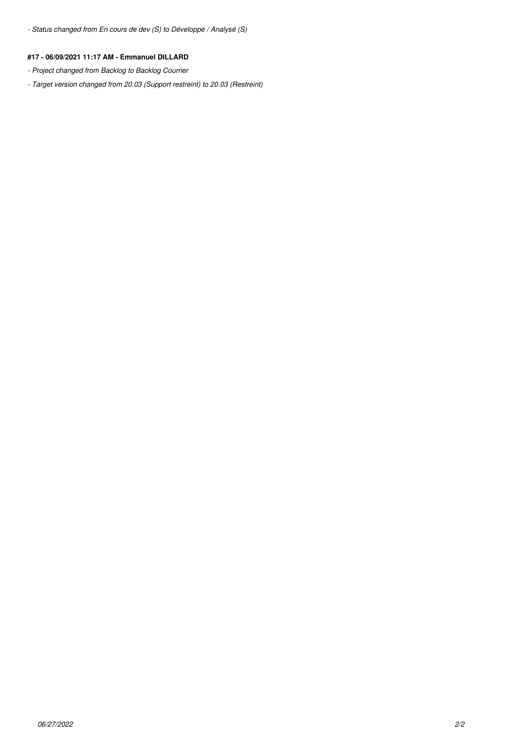*- Status changed from En cours de dev (S) to Développé / Analysé (S)*

**#17 - 06/09/2021 11:17 AM - Emmanuel DILLARD**

*- Project changed from Backlog to Backlog Courrier*

*- Target version changed from 20.03 (Support restreint) to 20.03 (Restreint)*